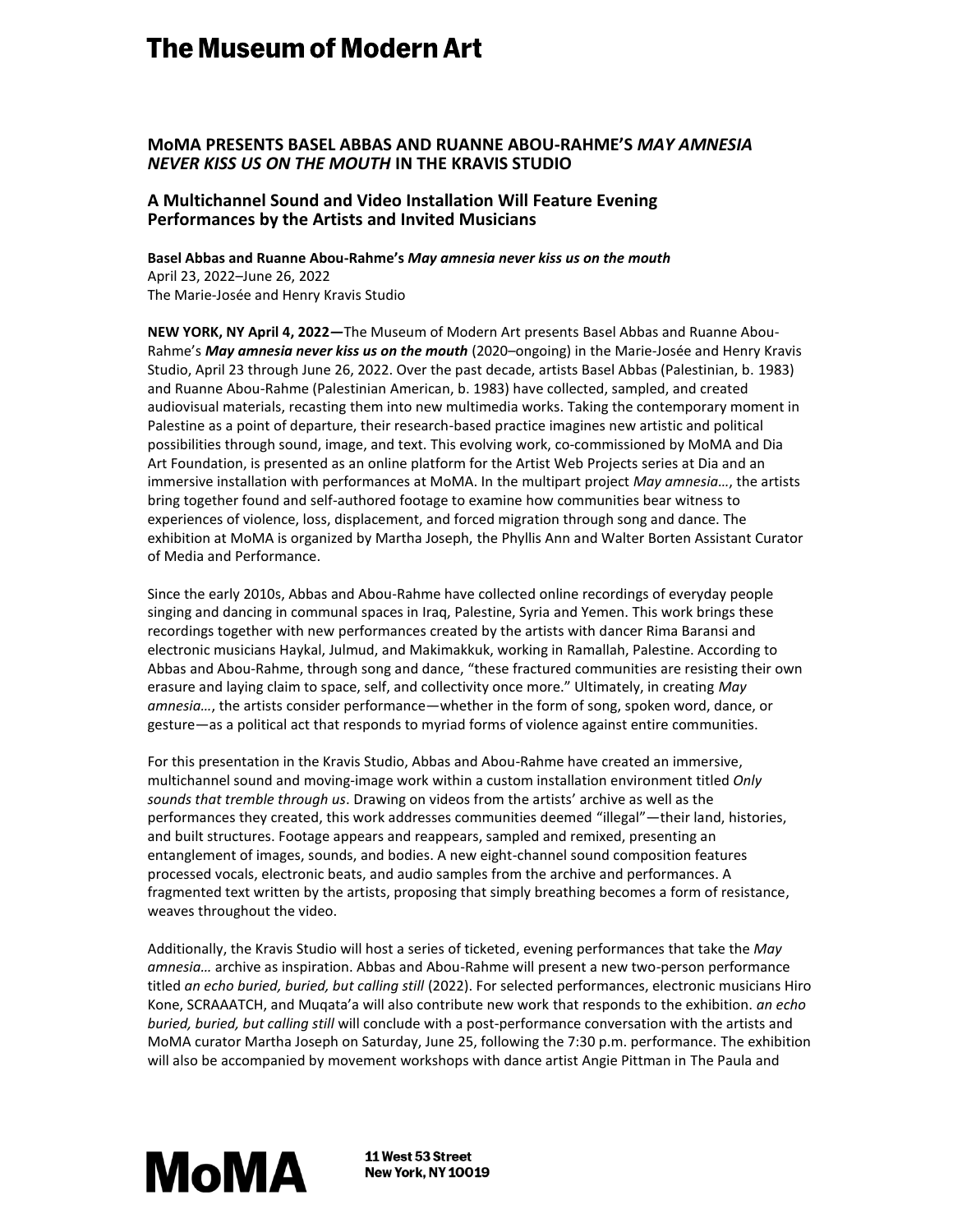# The Museum of Modern Art

## MoMA PRESENTS BASEL ABBAS AND RUANNE ABOU-RAHME'S *MAY AMNESIA NEVER KISS US ON THE MOUTH* IN THE KRAVIS STUDIO

### A Multichannel Sound and Video Installation Will Feature Evening Performances by the Artists and Invited Musicians

**Basel Abbas and Ruanne Abou-Rahme's *May amnesia never kiss us on the mouth***
April 23, 2022–June 26, 2022
The Marie-Josée and Henry Kravis Studio

**NEW YORK, NY April 4, 2022—**The Museum of Modern Art presents Basel Abbas and Ruanne Abou-Rahme's ***May amnesia never kiss us on the mouth*** (2020–ongoing) in the Marie-Josée and Henry Kravis Studio, April 23 through June 26, 2022. Over the past decade, artists Basel Abbas (Palestinian, b. 1983) and Ruanne Abou-Rahme (Palestinian American, b. 1983) have collected, sampled, and created audiovisual materials, recasting them into new multimedia works. Taking the contemporary moment in Palestine as a point of departure, their research-based practice imagines new artistic and political possibilities through sound, image, and text. This evolving work, co-commissioned by MoMA and Dia Art Foundation, is presented as an online platform for the Artist Web Projects series at Dia and an immersive installation with performances at MoMA. In the multipart project *May amnesia…*, the artists bring together found and self-authored footage to examine how communities bear witness to experiences of violence, loss, displacement, and forced migration through song and dance. The exhibition at MoMA is organized by Martha Joseph, the Phyllis Ann and Walter Borten Assistant Curator of Media and Performance.

Since the early 2010s, Abbas and Abou-Rahme have collected online recordings of everyday people singing and dancing in communal spaces in Iraq, Palestine, Syria and Yemen. This work brings these recordings together with new performances created by the artists with dancer Rima Baransi and electronic musicians Haykal, Julmud, and Makimakkuk, working in Ramallah, Palestine. According to Abbas and Abou-Rahme, through song and dance, "these fractured communities are resisting their own erasure and laying claim to space, self, and collectivity once more." Ultimately, in creating *May amnesia…*, the artists consider performance—whether in the form of song, spoken word, dance, or gesture—as a political act that responds to myriad forms of violence against entire communities.

For this presentation in the Kravis Studio, Abbas and Abou-Rahme have created an immersive, multichannel sound and moving-image work within a custom installation environment titled *Only sounds that tremble through us*. Drawing on videos from the artists' archive as well as the performances they created, this work addresses communities deemed "illegal"—their land, histories, and built structures. Footage appears and reappears, sampled and remixed, presenting an entanglement of images, sounds, and bodies. A new eight-channel sound composition features processed vocals, electronic beats, and audio samples from the archive and performances. A fragmented text written by the artists, proposing that simply breathing becomes a form of resistance, weaves throughout the video.

Additionally, the Kravis Studio will host a series of ticketed, evening performances that take the *May amnesia…* archive as inspiration. Abbas and Abou-Rahme will present a new two-person performance titled *an echo buried, buried, but calling still* (2022). For selected performances, electronic musicians Hiro Kone, SCRAAATCH, and Muqata'a will also contribute new work that responds to the exhibition. *an echo buried, buried, but calling still* will conclude with a post-performance conversation with the artists and MoMA curator Martha Joseph on Saturday, June 25, following the 7:30 p.m. performance. The exhibition will also be accompanied by movement workshops with dance artist Angie Pittman in The Paula and

MoMA

11 West 53 Street
New York, NY 10019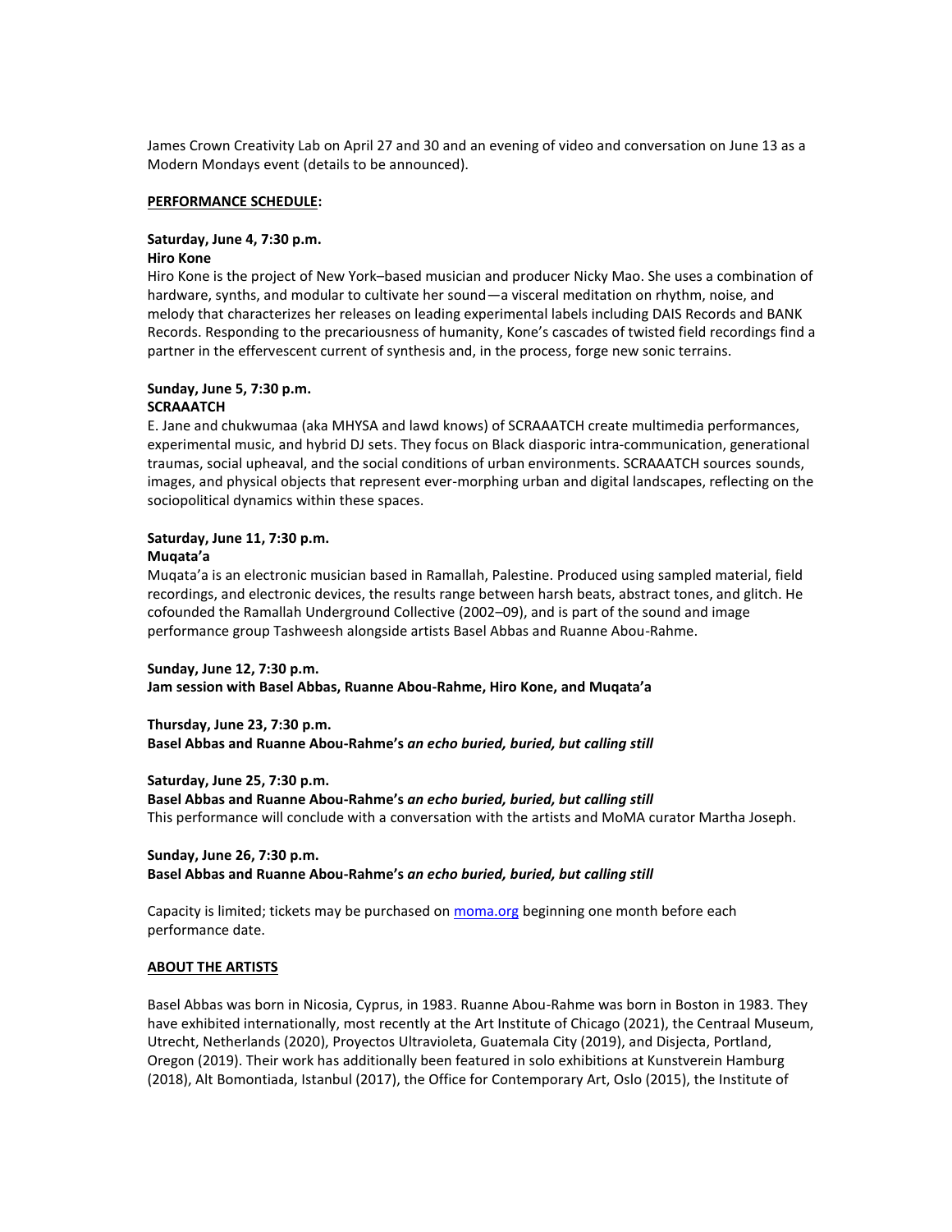James Crown Creativity Lab on April 27 and 30 and an evening of video and conversation on June 13 as a Modern Mondays event (details to be announced).

**PERFORMANCE SCHEDULE:**

**Saturday, June 4, 7:30 p.m.**
**Hiro Kone**
Hiro Kone is the project of New York–based musician and producer Nicky Mao. She uses a combination of hardware, synths, and modular to cultivate her sound—a visceral meditation on rhythm, noise, and melody that characterizes her releases on leading experimental labels including DAIS Records and BANK Records. Responding to the precariousness of humanity, Kone's cascades of twisted field recordings find a partner in the effervescent current of synthesis and, in the process, forge new sonic terrains.

**Sunday, June 5, 7:30 p.m.**
**SCRAAATCH**
E. Jane and chukwumaa (aka MHYSA and lawd knows) of SCRAAATCH create multimedia performances, experimental music, and hybrid DJ sets. They focus on Black diasporic intra-communication, generational traumas, social upheaval, and the social conditions of urban environments. SCRAAATCH sources sounds, images, and physical objects that represent ever-morphing urban and digital landscapes, reflecting on the sociopolitical dynamics within these spaces.

**Saturday, June 11, 7:30 p.m.**
**Muqata'a**
Muqata'a is an electronic musician based in Ramallah, Palestine. Produced using sampled material, field recordings, and electronic devices, the results range between harsh beats, abstract tones, and glitch. He cofounded the Ramallah Underground Collective (2002–09), and is part of the sound and image performance group Tashweesh alongside artists Basel Abbas and Ruanne Abou-Rahme.

**Sunday, June 12, 7:30 p.m.**
**Jam session with Basel Abbas, Ruanne Abou-Rahme, Hiro Kone, and Muqata'a**

**Thursday, June 23, 7:30 p.m.**
**Basel Abbas and Ruanne Abou-Rahme's *an echo buried, buried, but calling still***

**Saturday, June 25, 7:30 p.m.**
**Basel Abbas and Ruanne Abou-Rahme's *an echo buried, buried, but calling still***
This performance will conclude with a conversation with the artists and MoMA curator Martha Joseph.

**Sunday, June 26, 7:30 p.m.**
**Basel Abbas and Ruanne Abou-Rahme's *an echo buried, buried, but calling still***

Capacity is limited; tickets may be purchased on moma.org beginning one month before each performance date.

**ABOUT THE ARTISTS**

Basel Abbas was born in Nicosia, Cyprus, in 1983. Ruanne Abou-Rahme was born in Boston in 1983. They have exhibited internationally, most recently at the Art Institute of Chicago (2021), the Centraal Museum, Utrecht, Netherlands (2020), Proyectos Ultravioleta, Guatemala City (2019), and Disjecta, Portland, Oregon (2019). Their work has additionally been featured in solo exhibitions at Kunstverein Hamburg (2018), Alt Bomontiada, Istanbul (2017), the Office for Contemporary Art, Oslo (2015), the Institute of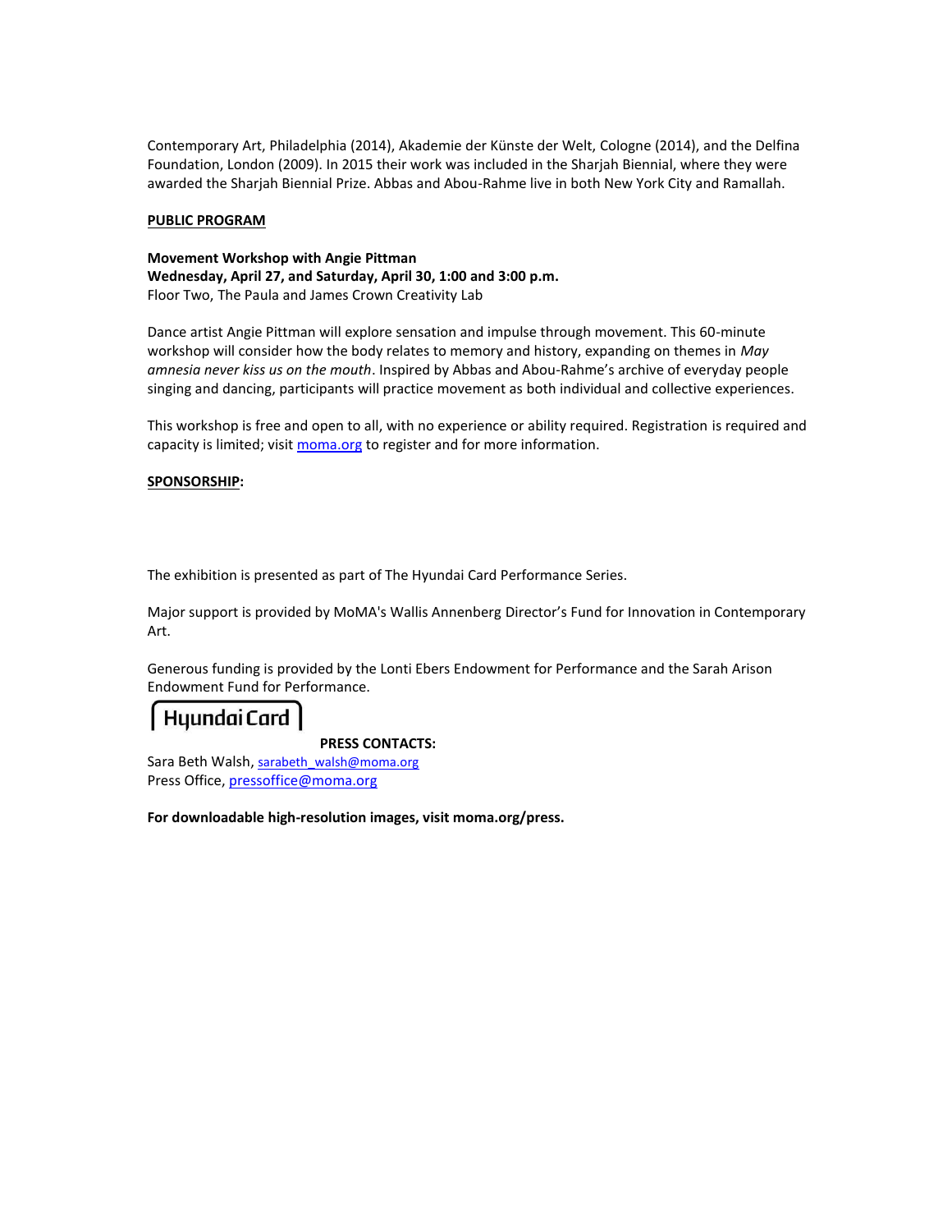Contemporary Art, Philadelphia (2014), Akademie der Künste der Welt, Cologne (2014), and the Delfina Foundation, London (2009). In 2015 their work was included in the Sharjah Biennial, where they were awarded the Sharjah Biennial Prize. Abbas and Abou-Rahme live in both New York City and Ramallah.

**PUBLIC PROGRAM**

**Movement Workshop with Angie Pittman**
**Wednesday, April 27, and Saturday, April 30, 1:00 and 3:00 p.m.**
Floor Two, The Paula and James Crown Creativity Lab

Dance artist Angie Pittman will explore sensation and impulse through movement. This 60-minute workshop will consider how the body relates to memory and history, expanding on themes in *May amnesia never kiss us on the mouth*. Inspired by Abbas and Abou-Rahme's archive of everyday people singing and dancing, participants will practice movement as both individual and collective experiences.

This workshop is free and open to all, with no experience or ability required. Registration is required and capacity is limited; visit [moma.org](moma.org) to register and for more information.

**SPONSORSHIP:**

The exhibition is presented as part of The Hyundai Card Performance Series.

Major support is provided by MoMA's Wallis Annenberg Director's Fund for Innovation in Contemporary Art.

Generous funding is provided by the Lonti Ebers Endowment for Performance and the Sarah Arison Endowment Fund for Performance.

Hyundai Card

**PRESS CONTACTS:**

Sara Beth Walsh, sarabeth_walsh@moma.org
Press Office, pressoffice@moma.org

**For downloadable high-resolution images, visit moma.org/press.**